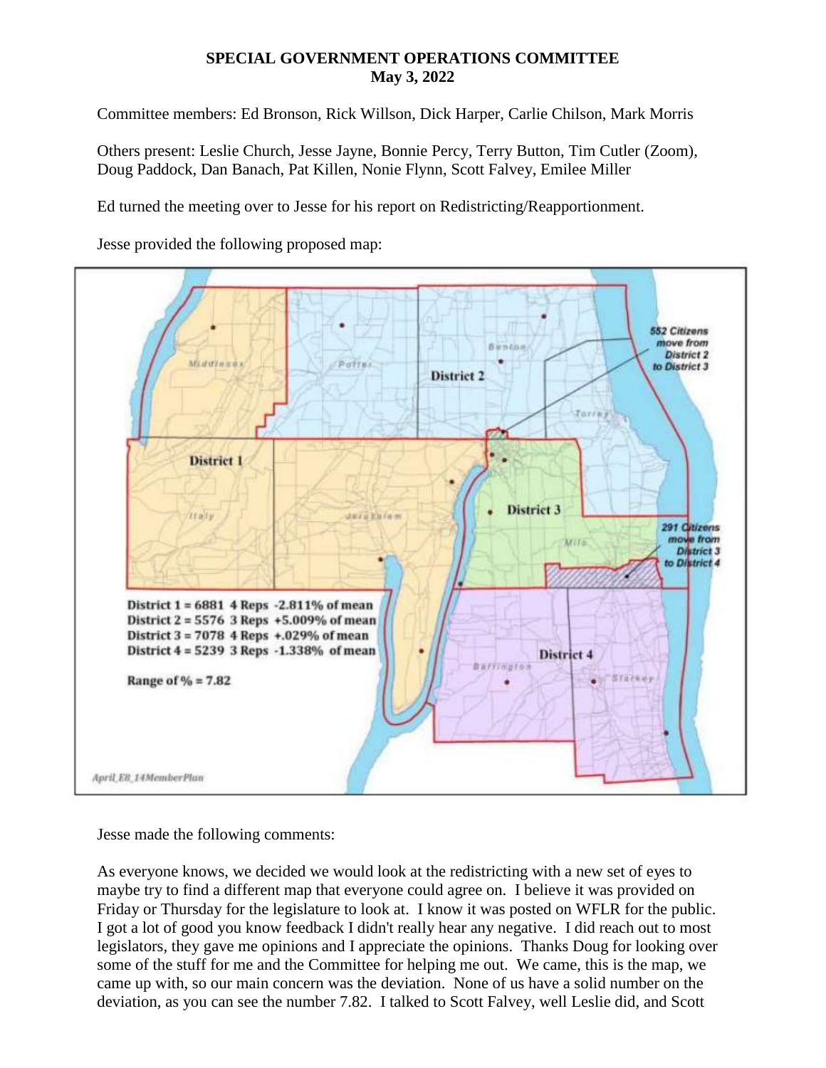**SPECIAL GOVERNMENT OPERATIONS COMMITTEE**
**May 3, 2022**

Committee members: Ed Bronson, Rick Willson, Dick Harper, Carlie Chilson, Mark Morris

Others present: Leslie Church, Jesse Jayne, Bonnie Percy, Terry Button, Tim Cutler (Zoom), Doug Paddock, Dan Banach, Pat Killen, Nonie Flynn, Scott Falvey, Emilee Miller

Ed turned the meeting over to Jesse for his report on Redistricting/Reapportionment.

Jesse provided the following proposed map:

District 1 = 6881 4 Reps -2.811% of mean
District 2 = 5576 3 Reps +5.009% of mean
District 3 = 7078 4 Reps +.029% of mean
District 4 = 5239 3 Reps -1.338% of mean

Range of % = 7.82

552 Citizens move from District 2 to District 3

291 Citizens move from District 3 to District 4

April_E8_14MemberPlan

Jesse made the following comments:

As everyone knows, we decided we would look at the redistricting with a new set of eyes to maybe try to find a different map that everyone could agree on. I believe it was provided on Friday or Thursday for the legislature to look at. I know it was posted on WFLR for the public. I got a lot of good you know feedback I didn't really hear any negative. I did reach out to most legislators, they gave me opinions and I appreciate the opinions. Thanks Doug for looking over some of the stuff for me and the Committee for helping me out. We came, this is the map, we came up with, so our main concern was the deviation. None of us have a solid number on the deviation, as you can see the number 7.82. I talked to Scott Falvey, well Leslie did, and Scott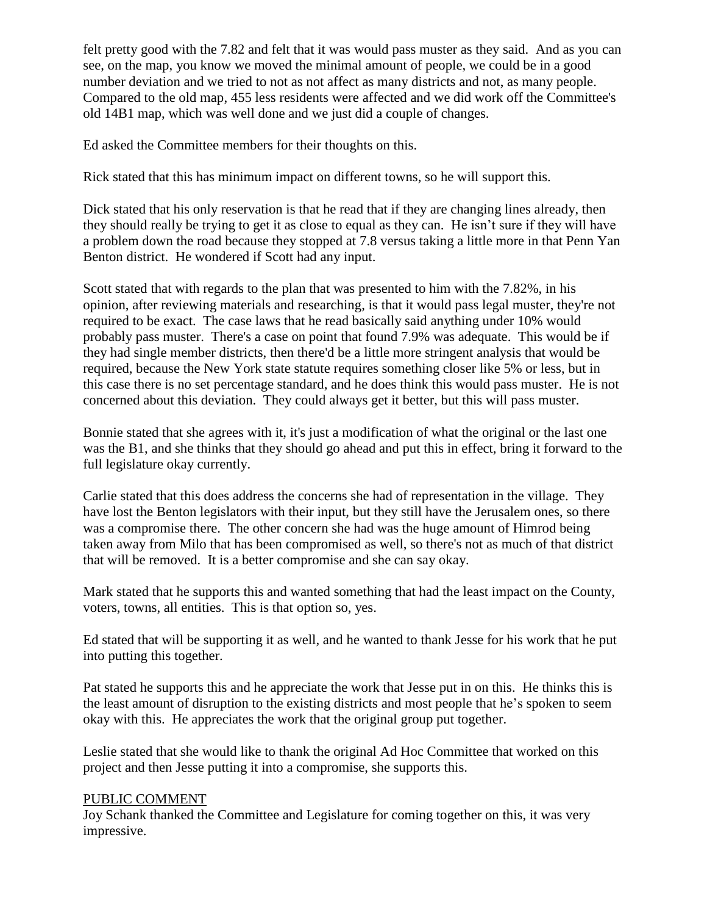felt pretty good with the 7.82 and felt that it was would pass muster as they said. And as you can see, on the map, you know we moved the minimal amount of people, we could be in a good number deviation and we tried to not as not affect as many districts and not, as many people. Compared to the old map, 455 less residents were affected and we did work off the Committee's old 14B1 map, which was well done and we just did a couple of changes.

Ed asked the Committee members for their thoughts on this.

Rick stated that this has minimum impact on different towns, so he will support this.

Dick stated that his only reservation is that he read that if they are changing lines already, then they should really be trying to get it as close to equal as they can. He isn't sure if they will have a problem down the road because they stopped at 7.8 versus taking a little more in that Penn Yan Benton district. He wondered if Scott had any input.

Scott stated that with regards to the plan that was presented to him with the 7.82%, in his opinion, after reviewing materials and researching, is that it would pass legal muster, they're not required to be exact. The case laws that he read basically said anything under 10% would probably pass muster. There's a case on point that found 7.9% was adequate. This would be if they had single member districts, then there'd be a little more stringent analysis that would be required, because the New York state statute requires something closer like 5% or less, but in this case there is no set percentage standard, and he does think this would pass muster. He is not concerned about this deviation. They could always get it better, but this will pass muster.

Bonnie stated that she agrees with it, it's just a modification of what the original or the last one was the B1, and she thinks that they should go ahead and put this in effect, bring it forward to the full legislature okay currently.

Carlie stated that this does address the concerns she had of representation in the village. They have lost the Benton legislators with their input, but they still have the Jerusalem ones, so there was a compromise there. The other concern she had was the huge amount of Himrod being taken away from Milo that has been compromised as well, so there's not as much of that district that will be removed. It is a better compromise and she can say okay.

Mark stated that he supports this and wanted something that had the least impact on the County, voters, towns, all entities. This is that option so, yes.

Ed stated that will be supporting it as well, and he wanted to thank Jesse for his work that he put into putting this together.

Pat stated he supports this and he appreciate the work that Jesse put in on this. He thinks this is the least amount of disruption to the existing districts and most people that he's spoken to seem okay with this. He appreciates the work that the original group put together.

Leslie stated that she would like to thank the original Ad Hoc Committee that worked on this project and then Jesse putting it into a compromise, she supports this.

PUBLIC COMMENT

Joy Schank thanked the Committee and Legislature for coming together on this, it was very impressive.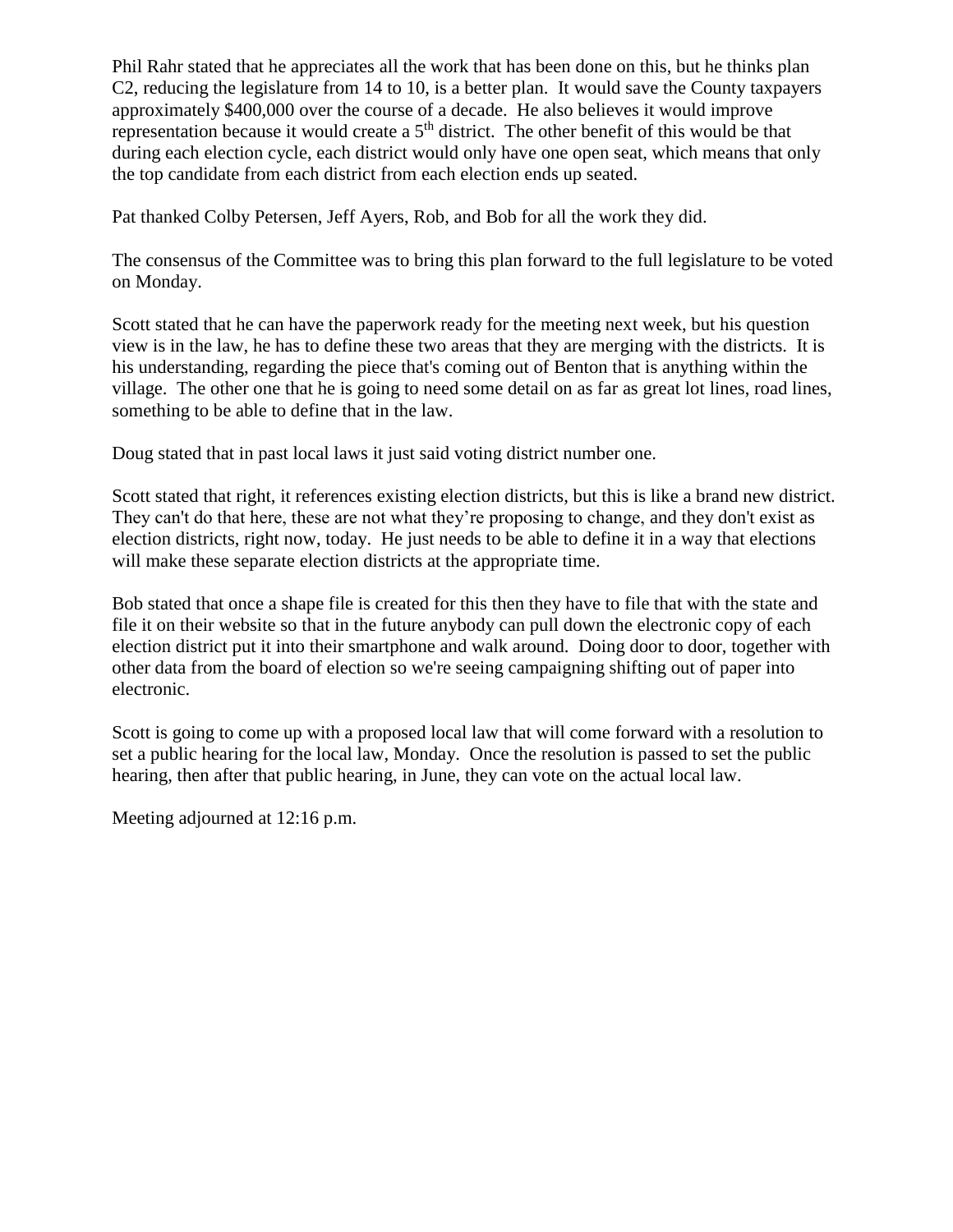Phil Rahr stated that he appreciates all the work that has been done on this, but he thinks plan C2, reducing the legislature from 14 to 10, is a better plan. It would save the County taxpayers approximately $400,000 over the course of a decade. He also believes it would improve representation because it would create a 5th district. The other benefit of this would be that during each election cycle, each district would only have one open seat, which means that only the top candidate from each district from each election ends up seated.

Pat thanked Colby Petersen, Jeff Ayers, Rob, and Bob for all the work they did.

The consensus of the Committee was to bring this plan forward to the full legislature to be voted on Monday.

Scott stated that he can have the paperwork ready for the meeting next week, but his question view is in the law, he has to define these two areas that they are merging with the districts. It is his understanding, regarding the piece that's coming out of Benton that is anything within the village. The other one that he is going to need some detail on as far as great lot lines, road lines, something to be able to define that in the law.

Doug stated that in past local laws it just said voting district number one.

Scott stated that right, it references existing election districts, but this is like a brand new district. They can't do that here, these are not what they're proposing to change, and they don't exist as election districts, right now, today. He just needs to be able to define it in a way that elections will make these separate election districts at the appropriate time.

Bob stated that once a shape file is created for this then they have to file that with the state and file it on their website so that in the future anybody can pull down the electronic copy of each election district put it into their smartphone and walk around. Doing door to door, together with other data from the board of election so we're seeing campaigning shifting out of paper into electronic.

Scott is going to come up with a proposed local law that will come forward with a resolution to set a public hearing for the local law, Monday. Once the resolution is passed to set the public hearing, then after that public hearing, in June, they can vote on the actual local law.

Meeting adjourned at 12:16 p.m.